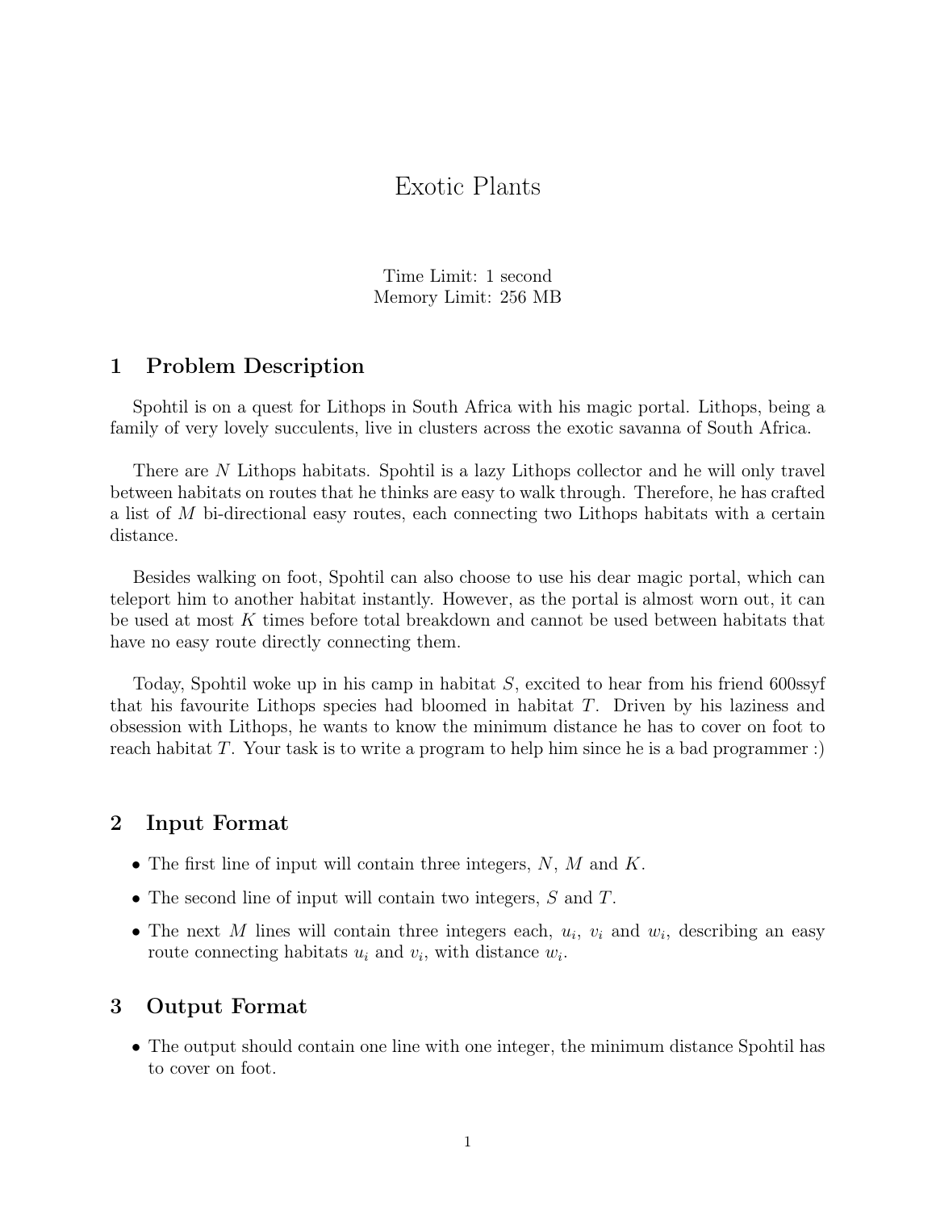# Exotic Plants

Time Limit: 1 second
Memory Limit: 256 MB

## 1 Problem Description

Spohtil is on a quest for Lithops in South Africa with his magic portal. Lithops, being a family of very lovely succulents, live in clusters across the exotic savanna of South Africa.

There are $N$ Lithops habitats. Spohtil is a lazy Lithops collector and he will only travel between habitats on routes that he thinks are easy to walk through. Therefore, he has crafted a list of $M$ bi-directional easy routes, each connecting two Lithops habitats with a certain distance.

Besides walking on foot, Spohtil can also choose to use his dear magic portal, which can teleport him to another habitat instantly. However, as the portal is almost worn out, it can be used at most $K$ times before total breakdown and cannot be used between habitats that have no easy route directly connecting them.

Today, Spohtil woke up in his camp in habitat $S$, excited to hear from his friend 600ssyf that his favourite Lithops species had bloomed in habitat $T$. Driven by his laziness and obsession with Lithops, he wants to know the minimum distance he has to cover on foot to reach habitat $T$. Your task is to write a program to help him since he is a bad programmer :)

## 2 Input Format

- The first line of input will contain three integers, $N$, $M$ and $K$.
- The second line of input will contain two integers, $S$ and $T$.
- The next $M$ lines will contain three integers each, $u_i$, $v_i$ and $w_i$, describing an easy route connecting habitats $u_i$ and $v_i$, with distance $w_i$.

## 3 Output Format

- The output should contain one line with one integer, the minimum distance Spohtil has to cover on foot.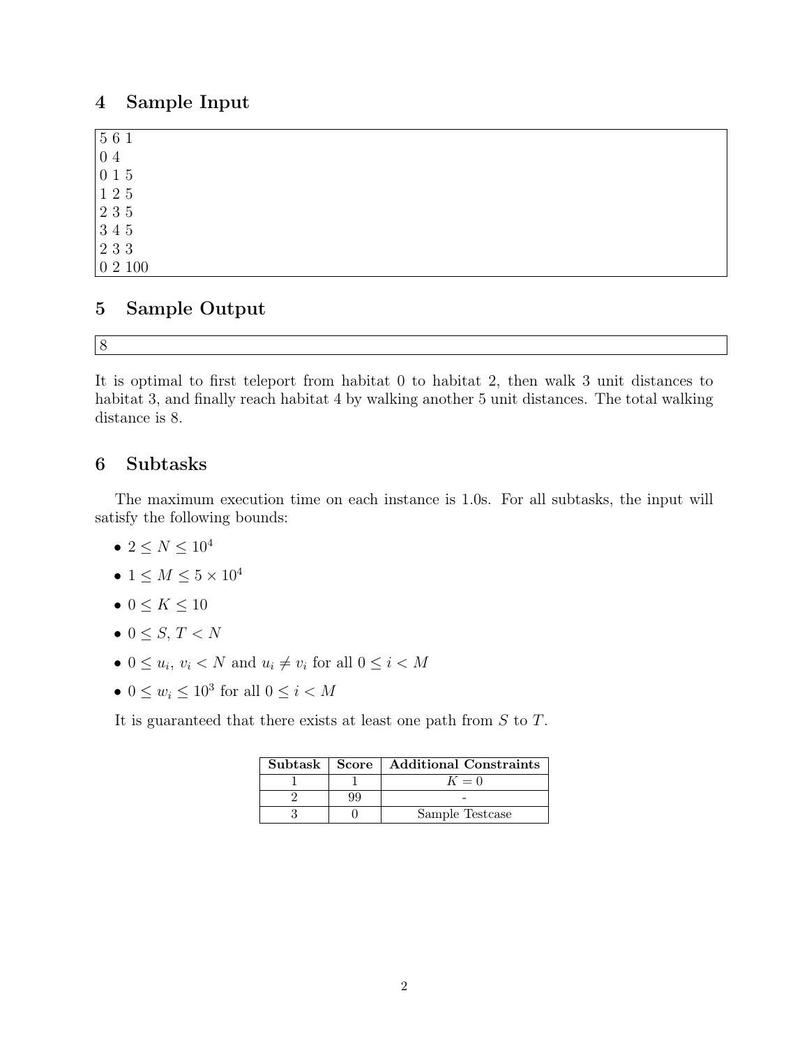## 4 Sample Input

```
5 6 1
0 4
0 1 5
1 2 5
2 3 5
3 4 5
2 3 3
0 2 100
```

## 5 Sample Output

```
8
```

It is optimal to first teleport from habitat 0 to habitat 2, then walk 3 unit distances to habitat 3, and finally reach habitat 4 by walking another 5 unit distances. The total walking distance is 8.

## 6 Subtasks

The maximum execution time on each instance is 1.0s. For all subtasks, the input will satisfy the following bounds:

- $2 \leq N \leq 10^4$
- $1 \leq M \leq 5 \times 10^4$
- $0 \leq K \leq 10$
- $0 \leq S, T < N$
- $0 \leq u_i, v_i < N$ and $u_i \neq v_i$ for all $0 \leq i < M$
- $0 \leq w_i \leq 10^3$ for all $0 \leq i < M$

It is guaranteed that there exists at least one path from $S$ to $T$.

| Subtask | Score | Additional Constraints |
|---|---|---|
| 1 | 1 | $K = 0$ |
| 2 | 99 | - |
| 3 | 0 | Sample Testcase |